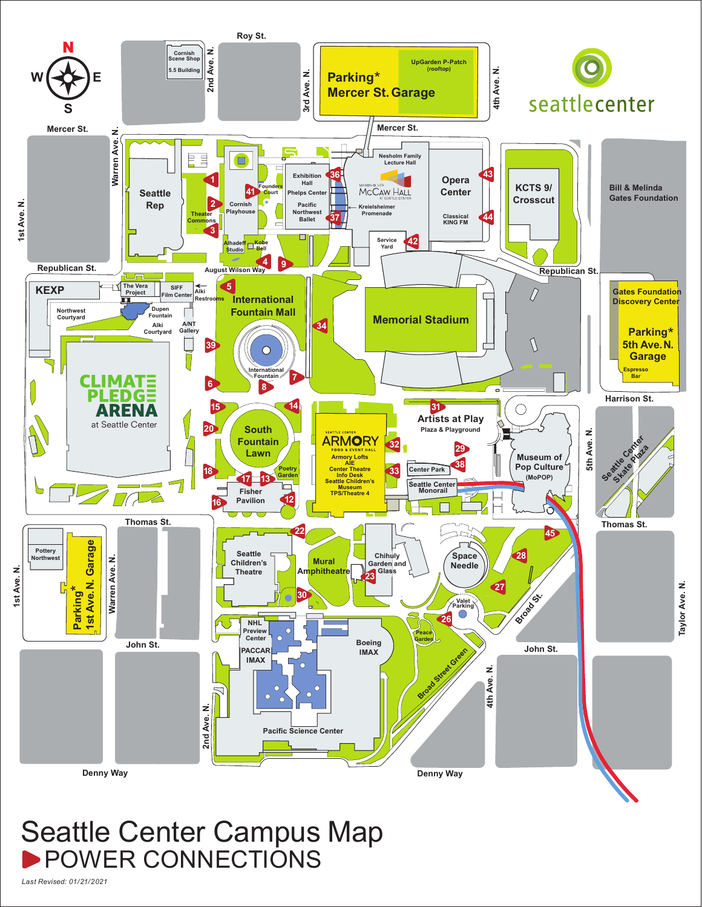# Seattle Center Campus Map

## POWER CONNECTIONS

*Last Revised: 01/21/2021*

seattlecenter

**Streets:** Roy St., Mercer St., Republican St., Harrison St., Thomas St., John St., Denny Way, 1st Ave. N., 2nd Ave. N., 3rd Ave. N., 4th Ave. N., 5th Ave. N., Taylor Ave. N., Warren Ave. N., Broad St., August Wilson Way, Broad Street Green

**Parking:**
- Parking* Mercer St. Garage (UpGarden P-Patch (rooftop))
- Parking* 5th Ave. N. Garage (Espresso Bar)
- Parking* 1st Ave. N. Garage
- Valet Parking

**Buildings and locations:**
- Cornish Scene Shop
- 5.5 Building
- Seattle Rep
- Theater Commons
- Cornish Playhouse
- Founders Court
- Alhadeff Studio
- Kobe Bell
- Exhibition Hall
- Phelps Center
- Pacific Northwest Ballet
- Nesholm Family Lecture Hall
- Marion Oliver McCaw Hall at Seattle Center
- Kreielsheimer Promenade
- Service Yard
- Opera Center
- Classical KING FM
- KCTS 9/ Crosscut
- Bill & Melinda Gates Foundation
- Gates Foundation Discovery Center
- KEXP
- The Vera Project
- SIFF Film Center
- Alki Restrooms
- Northwest Courtyard
- Dupen Fountain
- Alki Courtyard
- A/NT Gallery
- International Fountain Mall
- International Fountain
- Memorial Stadium
- Climate Pledge Arena at Seattle Center
- South Fountain Lawn
- Poetry Garden
- Fisher Pavilion
- Seattle Center Armory Food & Event Hall (Armory Lofts, AIE, Center Theatre, Info Desk, Seattle Children's Museum, TPS/Theatre 4)
- Artists at Play Plaza & Playground
- Center Park
- Seattle Center Monorail
- Museum of Pop Culture (MoPOP)
- Seattle Center Skate Plaza
- Pottery Northwest
- Seattle Children's Theatre
- Mural Amphitheatre
- Chihuly Garden and Glass
- Space Needle
- Peace Garden
- NHL Preview Center
- PACCAR IMAX
- Boeing IMAX
- Pacific Science Center

**Power connection numbers:** 1, 2, 3, 4, 5, 6, 7, 8, 9, 12, 13, 14, 15, 16, 17, 18, 20, 22, 23, 26, 27, 28, 29, 30, 31, 32, 33, 34, 36, 37, 38, 39, 41, 42, 43, 44, 45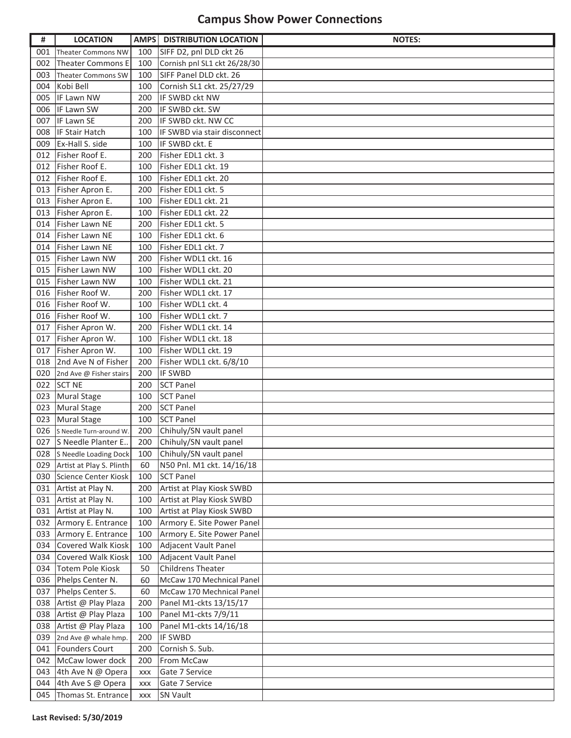# Campus Show Power Connections

| # | LOCATION | AMPS | DISTRIBUTION LOCATION | NOTES: |
|---|---|---|---|---|
| 001 | Theater Commons NW | 100 | SIFF D2, pnl DLD ckt 26 | |
| 002 | Theater Commons E | 100 | Cornish pnl SL1 ckt 26/28/30 | |
| 003 | Theater Commons SW | 100 | SIFF Panel DLD ckt. 26 | |
| 004 | Kobi Bell | 100 | Cornish SL1 ckt. 25/27/29 | |
| 005 | IF Lawn NW | 200 | IF SWBD ckt NW | |
| 006 | IF Lawn SW | 200 | IF SWBD ckt. SW | |
| 007 | IF Lawn SE | 200 | IF SWBD ckt. NW CC | |
| 008 | IF Stair Hatch | 100 | IF SWBD via stair disconnect | |
| 009 | Ex-Hall S. side | 100 | IF SWBD ckt. E | |
| 012 | Fisher Roof E. | 200 | Fisher EDL1 ckt. 3 | |
| 012 | Fisher Roof E. | 100 | Fisher EDL1 ckt. 19 | |
| 012 | Fisher Roof E. | 100 | Fisher EDL1 ckt. 20 | |
| 013 | Fisher Apron E. | 200 | Fisher EDL1 ckt. 5 | |
| 013 | Fisher Apron E. | 100 | Fisher EDL1 ckt. 21 | |
| 013 | Fisher Apron E. | 100 | Fisher EDL1 ckt. 22 | |
| 014 | Fisher Lawn NE | 200 | Fisher EDL1 ckt. 5 | |
| 014 | Fisher Lawn NE | 100 | Fisher EDL1 ckt. 6 | |
| 014 | Fisher Lawn NE | 100 | Fisher EDL1 ckt. 7 | |
| 015 | Fisher Lawn NW | 200 | Fisher WDL1 ckt. 16 | |
| 015 | Fisher Lawn NW | 100 | Fisher WDL1 ckt. 20 | |
| 015 | Fisher Lawn NW | 100 | Fisher WDL1 ckt. 21 | |
| 016 | Fisher Roof W. | 200 | Fisher WDL1 ckt. 17 | |
| 016 | Fisher Roof W. | 100 | Fisher WDL1 ckt. 4 | |
| 016 | Fisher Roof W. | 100 | Fisher WDL1 ckt. 7 | |
| 017 | Fisher Apron W. | 200 | Fisher WDL1 ckt. 14 | |
| 017 | Fisher Apron W. | 100 | Fisher WDL1 ckt. 18 | |
| 017 | Fisher Apron W. | 100 | Fisher WDL1 ckt. 19 | |
| 018 | 2nd Ave N of Fisher | 200 | Fisher WDL1 ckt. 6/8/10 | |
| 020 | 2nd Ave @ Fisher stairs | 200 | IF SWBD | |
| 022 | SCT NE | 200 | SCT Panel | |
| 023 | Mural Stage | 100 | SCT Panel | |
| 023 | Mural Stage | 200 | SCT Panel | |
| 023 | Mural Stage | 100 | SCT Panel | |
| 026 | S Needle Turn-around W. | 200 | Chihuly/SN vault panel | |
| 027 | S Needle Planter E.. | 200 | Chihuly/SN vault panel | |
| 028 | S Needle Loading Dock | 100 | Chihuly/SN vault panel | |
| 029 | Artist at Play S. Plinth | 60 | N50 Pnl. M1 ckt. 14/16/18 | |
| 030 | Science Center Kiosk | 100 | SCT Panel | |
| 031 | Artist at Play N. | 200 | Artist at Play Kiosk SWBD | |
| 031 | Artist at Play N. | 100 | Artist at Play Kiosk SWBD | |
| 031 | Artist at Play N. | 100 | Artist at Play Kiosk SWBD | |
| 032 | Armory E. Entrance | 100 | Armory E. Site Power Panel | |
| 033 | Armory E. Entrance | 100 | Armory E. Site Power Panel | |
| 034 | Covered Walk Kiosk | 100 | Adjacent Vault Panel | |
| 034 | Covered Walk Kiosk | 100 | Adjacent Vault Panel | |
| 034 | Totem Pole Kiosk | 50 | Childrens Theater | |
| 036 | Phelps Center N. | 60 | McCaw 170 Mechnical Panel | |
| 037 | Phelps Center S. | 60 | McCaw 170 Mechnical Panel | |
| 038 | Artist @ Play Plaza | 200 | Panel M1-ckts 13/15/17 | |
| 038 | Artist @ Play Plaza | 100 | Panel M1-ckts 7/9/11 | |
| 038 | Artist @ Play Plaza | 100 | Panel M1-ckts 14/16/18 | |
| 039 | 2nd Ave @ whale hmp. | 200 | IF SWBD | |
| 041 | Founders Court | 200 | Cornish S. Sub. | |
| 042 | McCaw lower dock | 200 | From McCaw | |
| 043 | 4th Ave N @ Opera | xxx | Gate 7 Service | |
| 044 | 4th Ave S @ Opera | xxx | Gate 7 Service | |
| 045 | Thomas St. Entrance | xxx | SN Vault | |

**Last Revised: 5/30/2019**